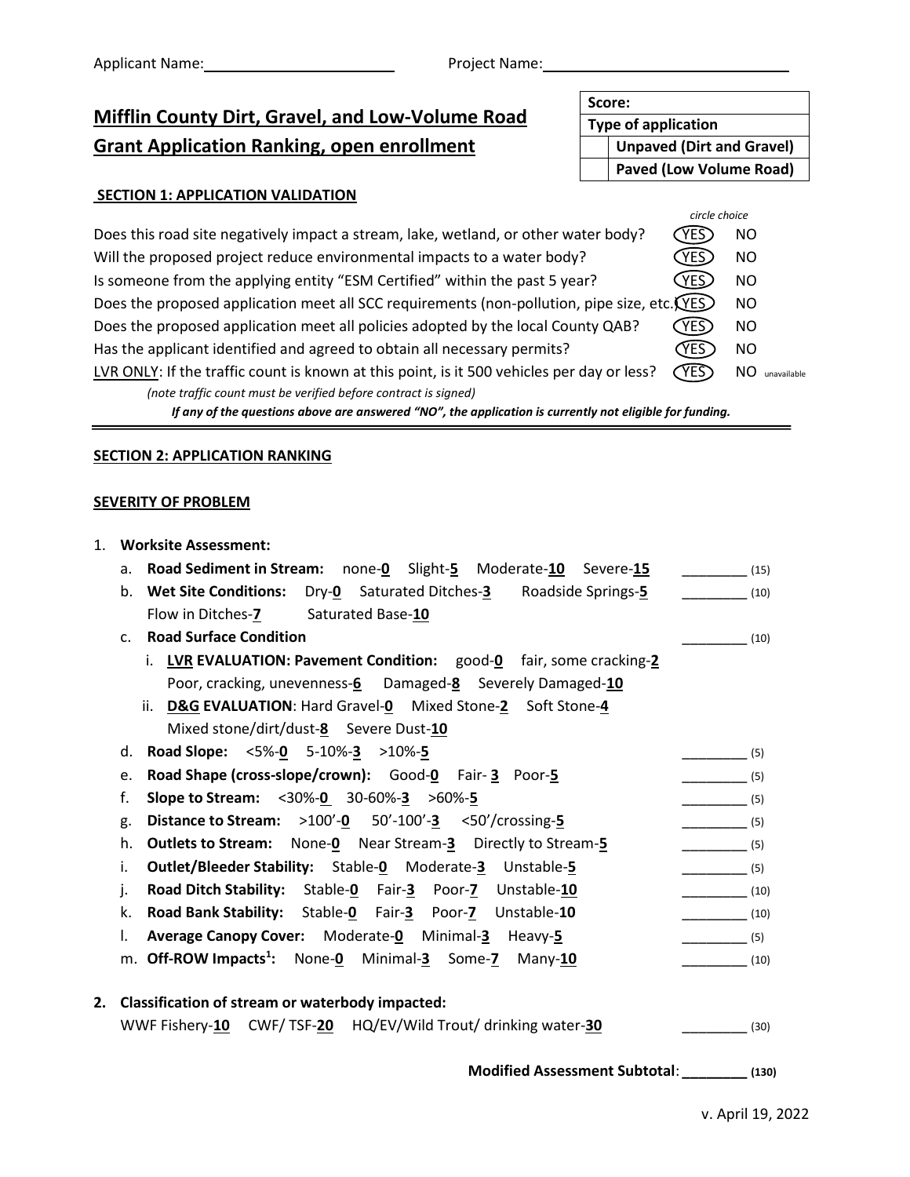Applicant Name: ______________________ Project Name: ______________________________

# Mifflin County Dirt, Gravel, and Low-Volume Road Grant Application Ranking, open enrollment

| **Score:** | |
|---|---|
| **Type of application** | |
| | **Unpaved (Dirt and Gravel)** |
| | **Paved (Low Volume Road)** |

## SECTION 1: APPLICATION VALIDATION

| | *circle choice* | |
|---|---|---|
| Does this road site negatively impact a stream, lake, wetland, or other water body? | (YES) | NO |
| Will the proposed project reduce environmental impacts to a water body? | (YES) | NO |
| Is someone from the applying entity "ESM Certified" within the past 5 year? | (YES) | NO |
| Does the proposed application meet all SCC requirements (non-pollution, pipe size, etc.) | (YES) | NO |
| Does the proposed application meet all policies adopted by the local County QAB? | (YES) | NO |
| Has the applicant identified and agreed to obtain all necessary permits? | (YES) | NO |
| LVR ONLY: If the traffic count is known at this point, is it 500 vehicles per day or less? | (YES) | NO unavailable |

*(note traffic count must be verified before contract is signed)*

***If any of the questions above are answered "NO", the application is currently not eligible for funding.***

## SECTION 2: APPLICATION RANKING

### SEVERITY OF PROBLEM

1. **Worksite Assessment:**
   a. **Road Sediment in Stream:** none-**0** Slight-**5** Moderate-**10** Severe-**15** ________ (15)
   b. **Wet Site Conditions:** Dry-**0** Saturated Ditches-**3** Roadside Springs-**5** Flow in Ditches-**7** Saturated Base-**10** ________ (10)
   c. **Road Surface Condition** ________ (10)
      i. **LVR EVALUATION: Pavement Condition:** good-**0** fair, some cracking-**2** Poor, cracking, unevenness-**6** Damaged-**8** Severely Damaged-**10**
      ii. **D&G EVALUATION**: Hard Gravel-**0** Mixed Stone-**2** Soft Stone-**4** Mixed stone/dirt/dust-**8** Severe Dust-**10**
   d. **Road Slope:** <5%-**0** 5-10%-**3** >10%-**5** ________ (5)
   e. **Road Shape (cross-slope/crown):** Good-**0** Fair- **3** Poor-**5** ________ (5)
   f. **Slope to Stream:** <30%-**0** 30-60%-**3** >60%-**5** ________ (5)
   g. **Distance to Stream:** >100'-**0** 50'-100'-**3** <50'/crossing-**5** ________ (5)
   h. **Outlets to Stream:** None-**0** Near Stream-**3** Directly to Stream-**5** ________ (5)
   i. **Outlet/Bleeder Stability:** Stable-**0** Moderate-**3** Unstable-**5** ________ (5)
   j. **Road Ditch Stability:** Stable-**0** Fair-**3** Poor-**7** Unstable-**10** ________ (10)
   k. **Road Bank Stability:** Stable-**0** Fair-**3** Poor-**7** Unstable-**10** ________ (10)
   l. **Average Canopy Cover:** Moderate-**0** Minimal-**3** Heavy-**5** ________ (5)
   m. **Off-ROW Impacts[1]:** None-**0** Minimal-**3** Some-**7** Many-**10** ________ (10)

2. **Classification of stream or waterbody impacted:**
   WWF Fishery-**10** CWF/ TSF-**20** HQ/EV/Wild Trout/ drinking water-**30** ________ (30)

**Modified Assessment Subtotal**: ________ **(130)**

v. April 19, 2022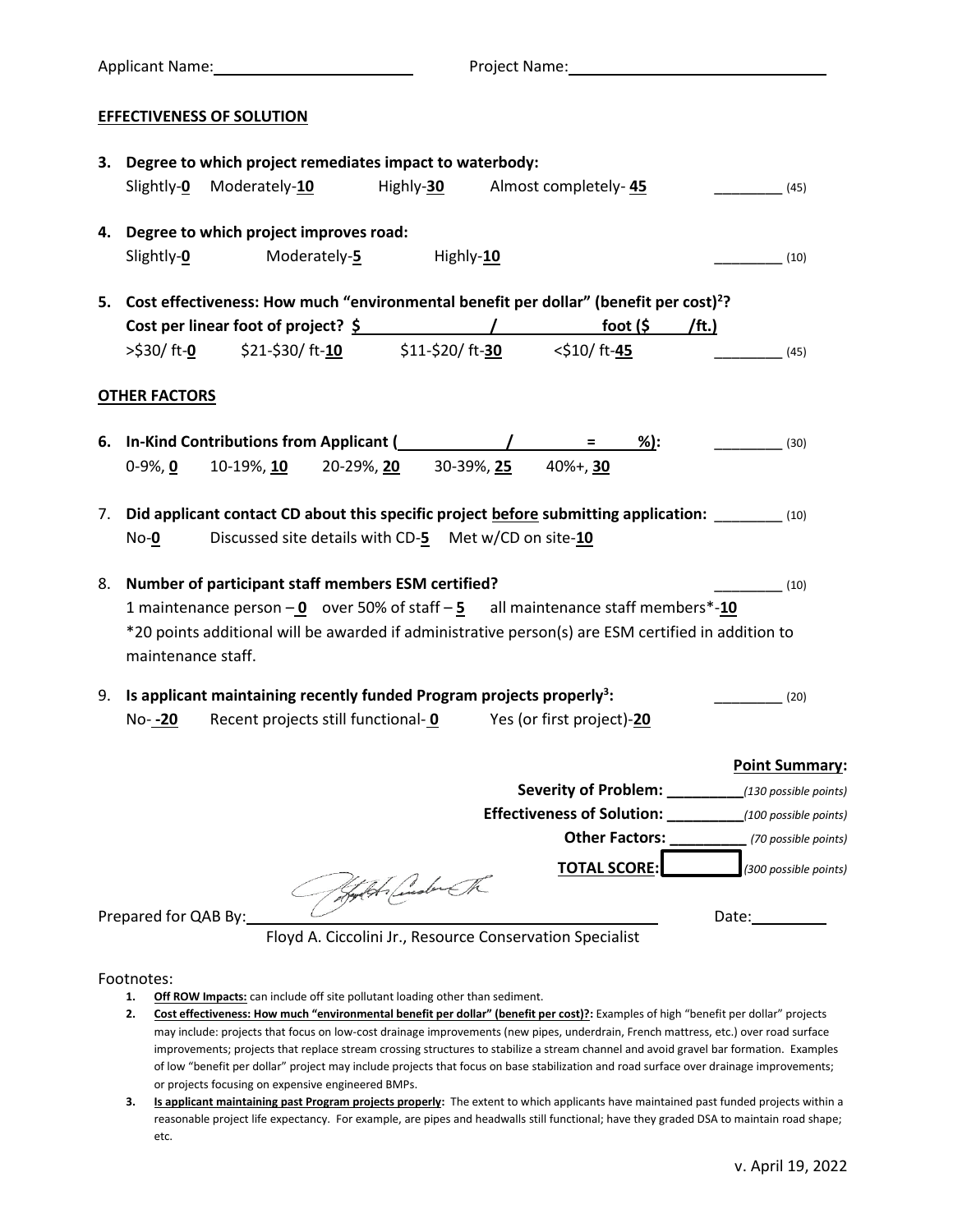Applicant Name: ______________________ Project Name: ______________________________

**EFFECTIVENESS OF SOLUTION**

3. **Degree to which project remediates impact to waterbody:**
   Slightly-**0** Moderately-**10** Highly-**30** Almost completely- **45** ________ (45)

4. **Degree to which project improves road:**
   Slightly-**0** Moderately-**5** Highly-**10** ________ (10)

5. **Cost effectiveness: How much "environmental benefit per dollar" (benefit per cost)[2]?**
   **Cost per linear foot of project? $ ____________ / ____________ foot ($ ____ /ft.)**
   >$30/ ft-**0** $21-$30/ ft-**10** $11-$20/ ft-**30** <$10/ ft-**45** ________ (45)

**OTHER FACTORS**

6. **In-Kind Contributions from Applicant ( ____________ / ________ = ____ %):** ________ (30)
   0-9%, **0** 10-19%, **10** 20-29%, **20** 30-39%, **25** 40%+, **30**

7. **Did applicant contact CD about this specific project before submitting application:** ________ (10)
   No-**0** Discussed site details with CD-**5** Met w/CD on site-**10**

8. **Number of participant staff members ESM certified?** ________ (10)
   1 maintenance person – **0** over 50% of staff – **5** all maintenance staff members*-**10**
   *20 points additional will be awarded if administrative person(s) are ESM certified in addition to maintenance staff.

9. **Is applicant maintaining recently funded Program projects properly[3]:** ________ (20)
   No- **-20** Recent projects still functional- **0** Yes (or first project)-**20**

**Point Summary:**

**Severity of Problem:** ________ *(130 possible points)*

**Effectiveness of Solution:** ________ *(100 possible points)*

**Other Factors:** ________ *(70 possible points)*

**TOTAL SCORE:** ________ *(300 possible points)*

Prepared for QAB By: ______________________________ Date: ________

Floyd A. Ciccolini Jr., Resource Conservation Specialist

Footnotes:

1. **Off ROW Impacts:** can include off site pollutant loading other than sediment.
2. **Cost effectiveness: How much "environmental benefit per dollar" (benefit per cost)?:** Examples of high "benefit per dollar" projects may include: projects that focus on low-cost drainage improvements (new pipes, underdrain, French mattress, etc.) over road surface improvements; projects that replace stream crossing structures to stabilize a stream channel and avoid gravel bar formation. Examples of low "benefit per dollar" project may include projects that focus on base stabilization and road surface over drainage improvements; or projects focusing on expensive engineered BMPs.
3. **Is applicant maintaining past Program projects properly:** The extent to which applicants have maintained past funded projects within a reasonable project life expectancy. For example, are pipes and headwalls still functional; have they graded DSA to maintain road shape; etc.

v. April 19, 2022